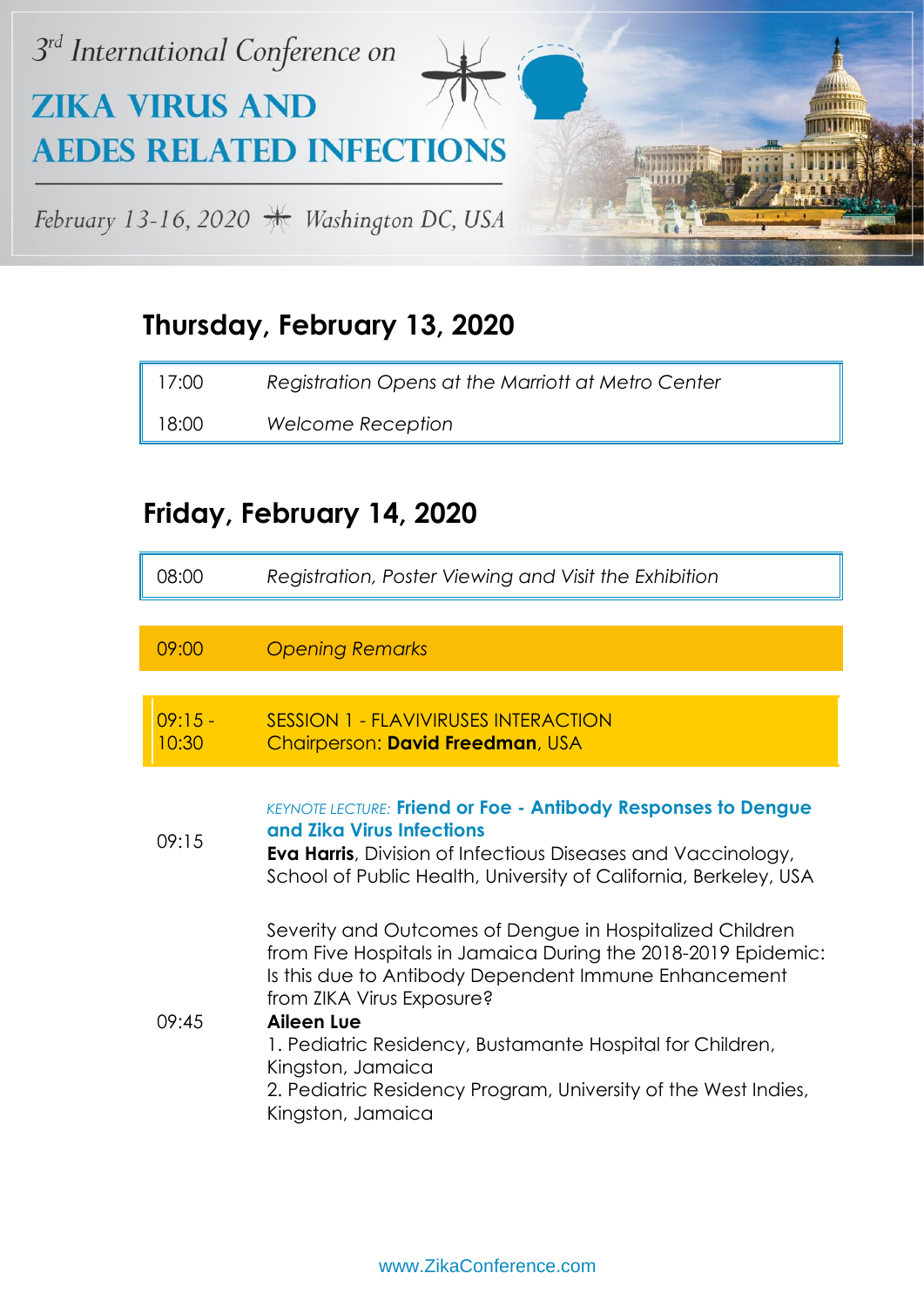3rd International Conference on

# ZIKA VIRUS AND AEDES RELATED INFECTIONS

February 13-16, 2020 — Washington DC, USA

## Thursday, February 13, 2020

| | |
|---|---|
| 17:00 | *Registration Opens at the Marriott at Metro Center* |
| 18:00 | *Welcome Reception* |

## Friday, February 14, 2020

| | |
|---|---|
| 08:00 | *Registration, Poster Viewing and Visit the Exhibition* |
| 09:00 | *Opening Remarks* |
| 09:15 - 10:30 | SESSION 1 - FLAVIVIRUSES INTERACTION<br>Chairperson: **David Freedman**, USA |
| 09:15 | *KEYNOTE LECTURE:* **Friend or Foe - Antibody Responses to Dengue and Zika Virus Infections**<br>**Eva Harris**, Division of Infectious Diseases and Vaccinology, School of Public Health, University of California, Berkeley, USA |
| 09:45 | Severity and Outcomes of Dengue in Hospitalized Children from Five Hospitals in Jamaica During the 2018-2019 Epidemic: Is this due to Antibody Dependent Immune Enhancement from ZIKA Virus Exposure?<br>**Aileen Lue**<br>1. Pediatric Residency, Bustamante Hospital for Children, Kingston, Jamaica<br>2. Pediatric Residency Program, University of the West Indies, Kingston, Jamaica |

www.ZikaConference.com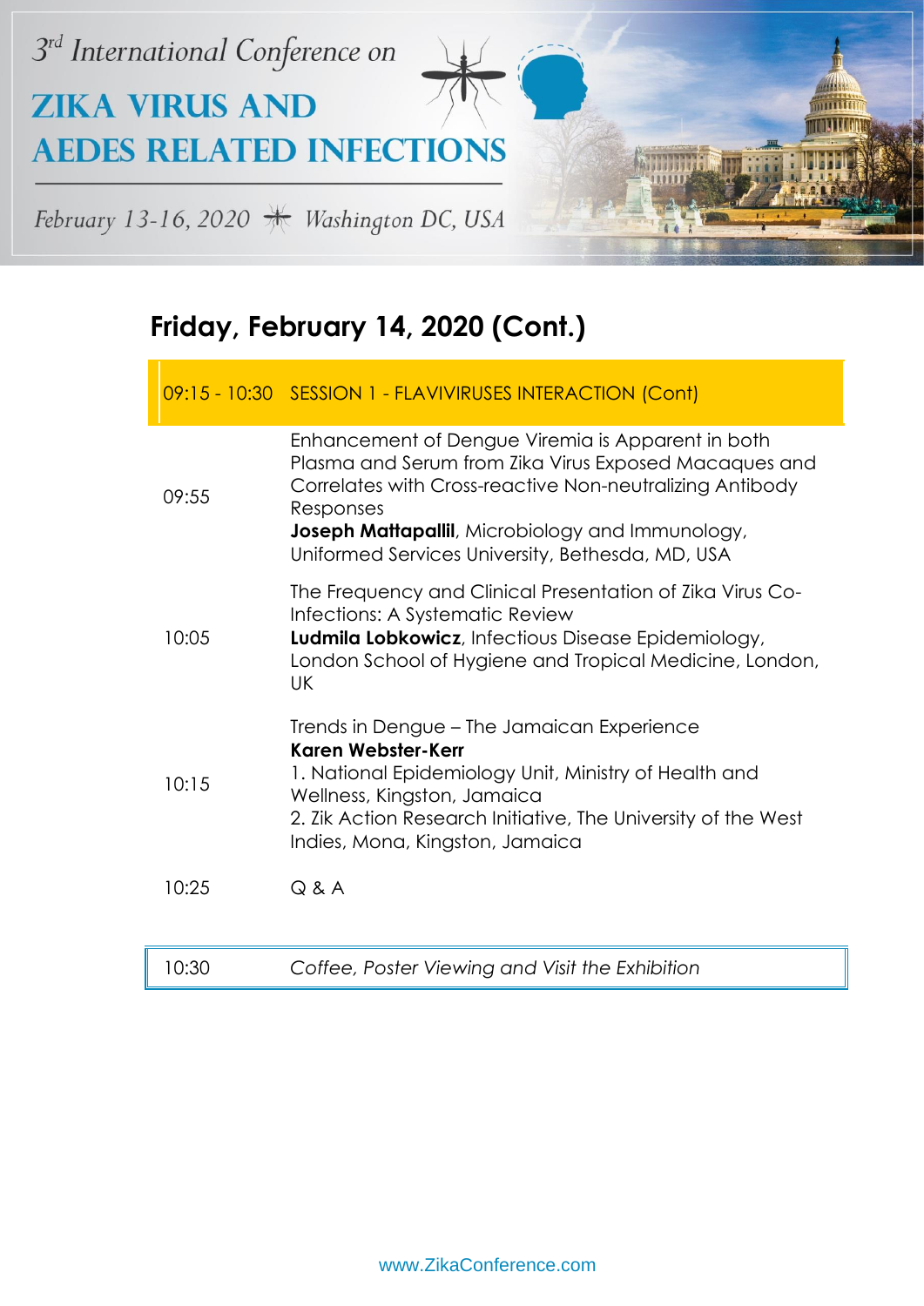## Friday, February 14, 2020 (Cont.)

| Time | Program |
|---|---|
| 09:15 - 10:30 | SESSION 1 - FLAVIVIRUSES INTERACTION (Cont) |
| 09:55 | Enhancement of Dengue Viremia is Apparent in both Plasma and Serum from Zika Virus Exposed Macaques and Correlates with Cross-reactive Non-neutralizing Antibody Responses<br>**Joseph Mattapallil**, Microbiology and Immunology, Uniformed Services University, Bethesda, MD, USA |
| 10:05 | The Frequency and Clinical Presentation of Zika Virus Co-Infections: A Systematic Review<br>**Ludmila Lobkowicz**, Infectious Disease Epidemiology, London School of Hygiene and Tropical Medicine, London, UK |
| 10:15 | Trends in Dengue – The Jamaican Experience<br>**Karen Webster-Kerr**<br>1. National Epidemiology Unit, Ministry of Health and Wellness, Kingston, Jamaica<br>2. Zik Action Research Initiative, The University of the West Indies, Mona, Kingston, Jamaica |
| 10:25 | Q & A |
| 10:30 | *Coffee, Poster Viewing and Visit the Exhibition* |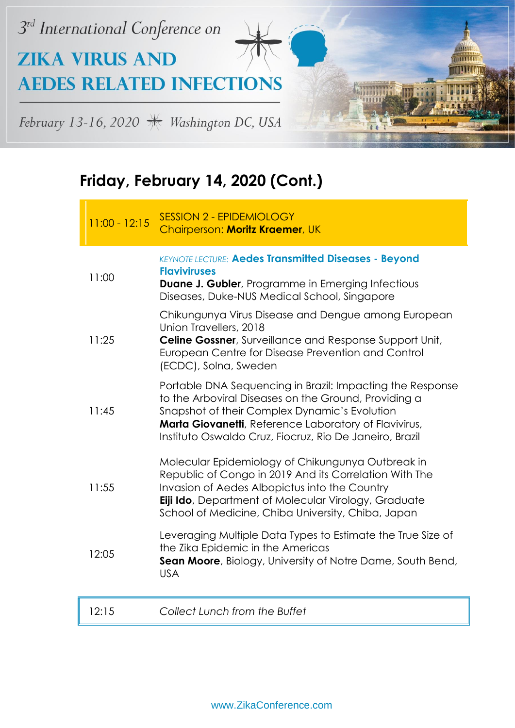## Friday, February 14, 2020 (Cont.)

| | |
|---|---|
| 11:00 - 12:15 | SESSION 2 - EPIDEMIOLOGY<br>Chairperson: **Moritz Kraemer**, UK |
| 11:00 | *KEYNOTE LECTURE:* **Aedes Transmitted Diseases - Beyond Flaviviruses**<br>**Duane J. Gubler**, Programme in Emerging Infectious Diseases, Duke-NUS Medical School, Singapore |
| 11:25 | Chikungunya Virus Disease and Dengue among European Union Travellers, 2018<br>**Celine Gossner**, Surveillance and Response Support Unit, European Centre for Disease Prevention and Control (ECDC), Solna, Sweden |
| 11:45 | Portable DNA Sequencing in Brazil: Impacting the Response to the Arboviral Diseases on the Ground, Providing a Snapshot of their Complex Dynamic's Evolution<br>**Marta Giovanetti**, Reference Laboratory of Flavivirus, Instituto Oswaldo Cruz, Fiocruz, Rio De Janeiro, Brazil |
| 11:55 | Molecular Epidemiology of Chikungunya Outbreak in Republic of Congo in 2019 And its Correlation With The Invasion of Aedes Albopictus into the Country<br>**Eiji Ido**, Department of Molecular Virology, Graduate School of Medicine, Chiba University, Chiba, Japan |
| 12:05 | Leveraging Multiple Data Types to Estimate the True Size of the Zika Epidemic in the Americas<br>**Sean Moore**, Biology, University of Notre Dame, South Bend, USA |
| 12:15 | *Collect Lunch from the Buffet* |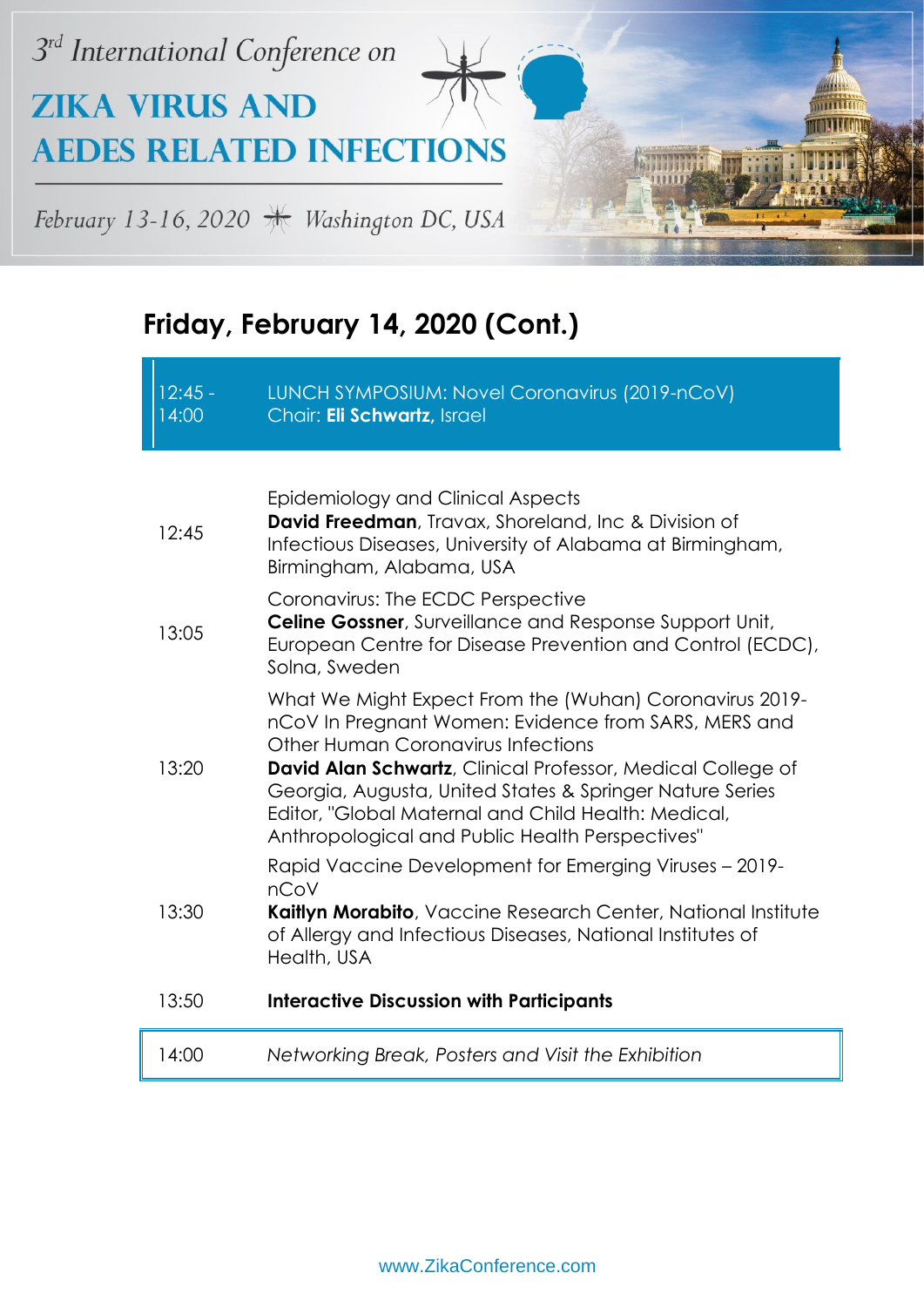## Friday, February 14, 2020 (Cont.)

| | |
|---|---|
| 12:45 - 14:00 | LUNCH SYMPOSIUM: Novel Coronavirus (2019-nCoV)<br>Chair: **Eli Schwartz,** Israel |
| 12:45 | Epidemiology and Clinical Aspects<br>**David Freedman**, Travax, Shoreland, Inc & Division of Infectious Diseases, University of Alabama at Birmingham, Birmingham, Alabama, USA |
| 13:05 | Coronavirus: The ECDC Perspective<br>**Celine Gossner**, Surveillance and Response Support Unit, European Centre for Disease Prevention and Control (ECDC), Solna, Sweden |
| 13:20 | What We Might Expect From the (Wuhan) Coronavirus 2019-nCoV In Pregnant Women: Evidence from SARS, MERS and Other Human Coronavirus Infections<br>**David Alan Schwartz**, Clinical Professor, Medical College of Georgia, Augusta, United States & Springer Nature Series Editor, "Global Maternal and Child Health: Medical, Anthropological and Public Health Perspectives" |
| 13:30 | Rapid Vaccine Development for Emerging Viruses – 2019-nCoV<br>**Kaitlyn Morabito**, Vaccine Research Center, National Institute of Allergy and Infectious Diseases, National Institutes of Health, USA |
| 13:50 | **Interactive Discussion with Participants** |
| 14:00 | *Networking Break, Posters and Visit the Exhibition* |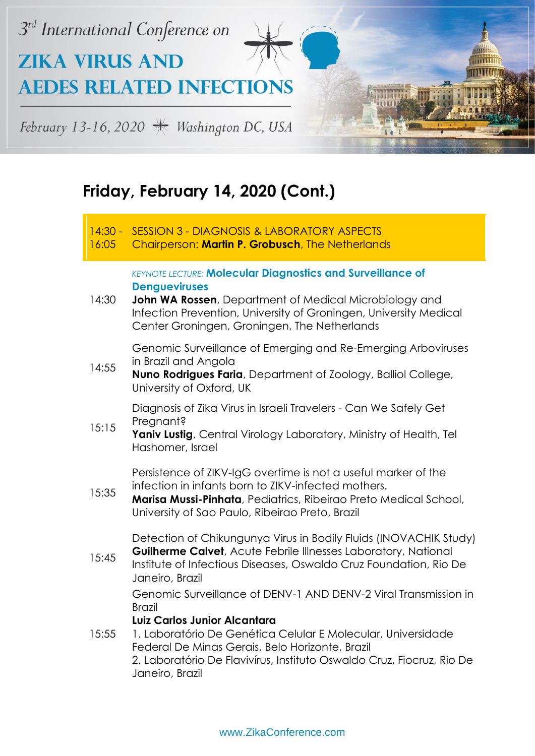## Friday, February 14, 2020 (Cont.)

| Time | Program |
|---|---|
| 14:30 - 16:05 | SESSION 3 - DIAGNOSIS & LABORATORY ASPECTS<br>Chairperson: **Martin P. Grobusch**, The Netherlands |
| 14:30 | *KEYNOTE LECTURE:* **Molecular Diagnostics and Surveillance of Dengueviruses**<br>**John WA Rossen**, Department of Medical Microbiology and Infection Prevention, University of Groningen, University Medical Center Groningen, Groningen, The Netherlands |
| 14:55 | Genomic Surveillance of Emerging and Re-Emerging Arboviruses in Brazil and Angola<br>**Nuno Rodrigues Faria**, Department of Zoology, Balliol College, University of Oxford, UK |
| 15:15 | Diagnosis of Zika Virus in Israeli Travelers - Can We Safely Get Pregnant?<br>**Yaniv Lustig**, Central Virology Laboratory, Ministry of Health, Tel Hashomer, Israel |
| 15:35 | Persistence of ZIKV-IgG overtime is not a useful marker of the infection in infants born to ZIKV-infected mothers.<br>**Marisa Mussi-Pinhata**, Pediatrics, Ribeirao Preto Medical School, University of Sao Paulo, Ribeirao Preto, Brazil |
| 15:45 | Detection of Chikungunya Virus in Bodily Fluids (INOVACHIK Study)<br>**Guilherme Calvet**, Acute Febrile Illnesses Laboratory, National Institute of Infectious Diseases, Oswaldo Cruz Foundation, Rio De Janeiro, Brazil |
| 15:55 | Genomic Surveillance of DENV-1 AND DENV-2 Viral Transmission in Brazil<br>**Luiz Carlos Junior Alcantara**<br>1. Laboratório De Genética Celular E Molecular, Universidade Federal De Minas Gerais, Belo Horizonte, Brazil<br>2. Laboratório De Flavivírus, Instituto Oswaldo Cruz, Fiocruz, Rio De Janeiro, Brazil |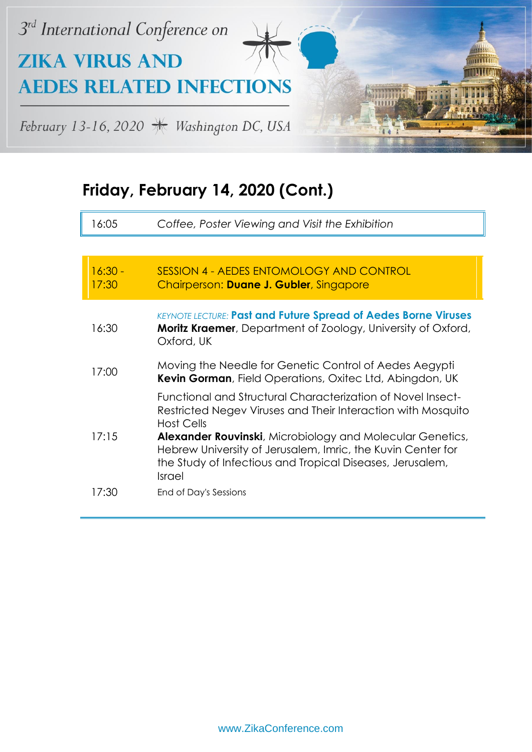## Friday, February 14, 2020 (Cont.)

| | |
|---|---|
| 16:05 | *Coffee, Poster Viewing and Visit the Exhibition* |

| | |
|---|---|
| 16:30 - 17:30 | SESSION 4 - AEDES ENTOMOLOGY AND CONTROL<br>Chairperson: **Duane J. Gubler**, Singapore |
| 16:30 | *KEYNOTE LECTURE:* **Past and Future Spread of Aedes Borne Viruses**<br>**Moritz Kraemer**, Department of Zoology, University of Oxford, Oxford, UK |
| 17:00 | Moving the Needle for Genetic Control of Aedes Aegypti<br>**Kevin Gorman**, Field Operations, Oxitec Ltd, Abingdon, UK |
| 17:15 | Functional and Structural Characterization of Novel Insect-Restricted Negev Viruses and Their Interaction with Mosquito Host Cells<br>**Alexander Rouvinski**, Microbiology and Molecular Genetics, Hebrew University of Jerusalem, Imric, the Kuvin Center for the Study of Infectious and Tropical Diseases, Jerusalem, Israel |
| 17:30 | End of Day's Sessions |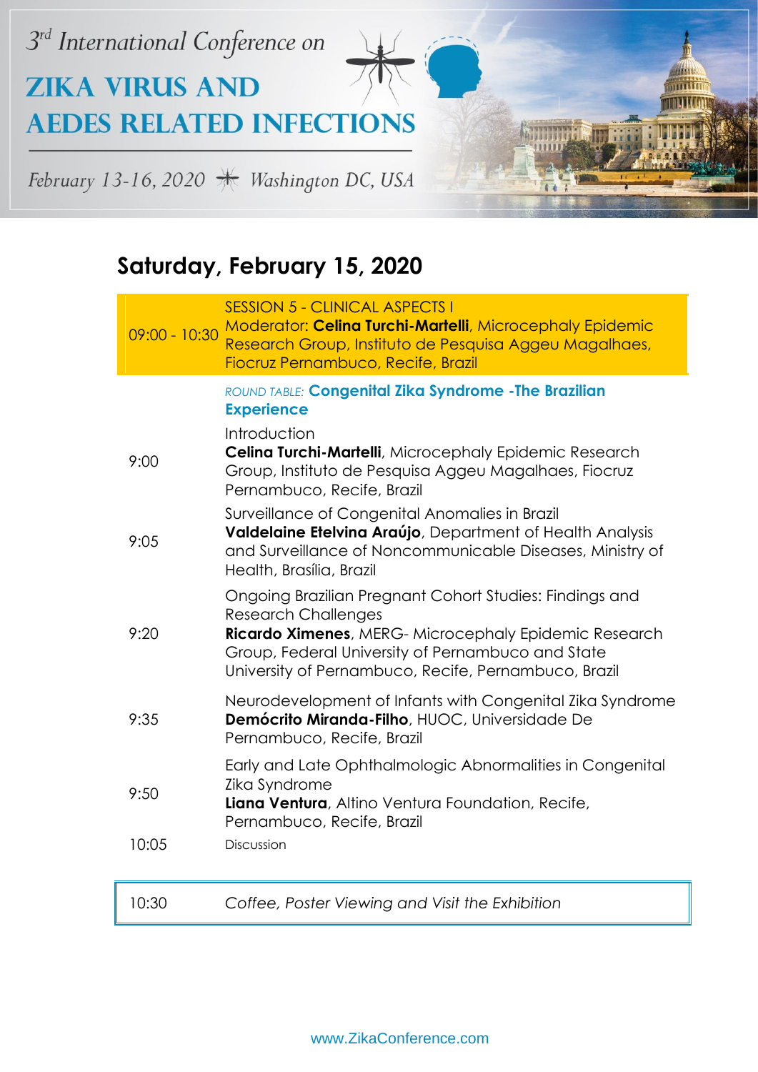## Saturday, February 15, 2020

| | |
|---|---|
| 09:00 - 10:30 | SESSION 5 - CLINICAL ASPECTS I<br>Moderator: **Celina Turchi-Martelli**, Microcephaly Epidemic Research Group, Instituto de Pesquisa Aggeu Magalhaes, Fiocruz Pernambuco, Recife, Brazil |
| | *ROUND TABLE:* **Congenital Zika Syndrome -The Brazilian Experience** |
| 9:00 | Introduction<br>**Celina Turchi-Martelli**, Microcephaly Epidemic Research Group, Instituto de Pesquisa Aggeu Magalhaes, Fiocruz Pernambuco, Recife, Brazil |
| 9:05 | Surveillance of Congenital Anomalies in Brazil<br>**Valdelaine Etelvina Araújo**, Department of Health Analysis and Surveillance of Noncommunicable Diseases, Ministry of Health, Brasília, Brazil |
| 9:20 | Ongoing Brazilian Pregnant Cohort Studies: Findings and Research Challenges<br>**Ricardo Ximenes**, MERG- Microcephaly Epidemic Research Group, Federal University of Pernambuco and State University of Pernambuco, Recife, Pernambuco, Brazil |
| 9:35 | Neurodevelopment of Infants with Congenital Zika Syndrome<br>**Demócrito Miranda-Filho**, HUOC, Universidade De Pernambuco, Recife, Brazil |
| 9:50 | Early and Late Ophthalmologic Abnormalities in Congenital Zika Syndrome<br>**Liana Ventura**, Altino Ventura Foundation, Recife, Pernambuco, Recife, Brazil |
| 10:05 | Discussion |
| 10:30 | *Coffee, Poster Viewing and Visit the Exhibition* |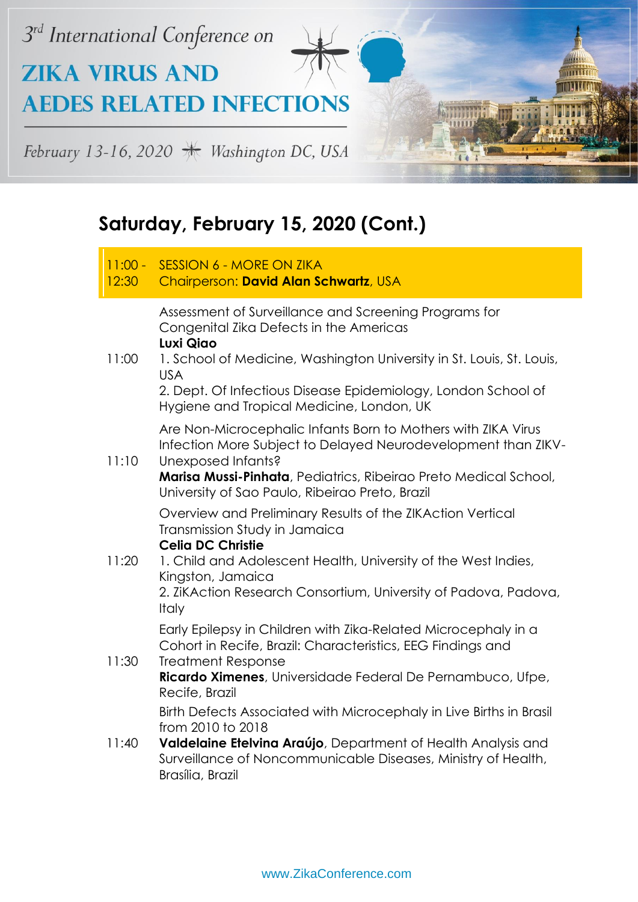## Saturday, February 15, 2020 (Cont.)

| | |
|---|---|
| 11:00 - 12:30 | SESSION 6 - MORE ON ZIKA<br>Chairperson: **David Alan Schwartz**, USA |
| 11:00 | Assessment of Surveillance and Screening Programs for Congenital Zika Defects in the Americas<br>**Luxi Qiao**<br>1. School of Medicine, Washington University in St. Louis, St. Louis, USA<br>2. Dept. Of Infectious Disease Epidemiology, London School of Hygiene and Tropical Medicine, London, UK |
| 11:10 | Are Non-Microcephalic Infants Born to Mothers with ZIKA Virus Infection More Subject to Delayed Neurodevelopment than ZIKV-Unexposed Infants?<br>**Marisa Mussi-Pinhata**, Pediatrics, Ribeirao Preto Medical School, University of Sao Paulo, Ribeirao Preto, Brazil |
| 11:20 | Overview and Preliminary Results of the ZIKAction Vertical Transmission Study in Jamaica<br>**Celia DC Christie**<br>1. Child and Adolescent Health, University of the West Indies, Kingston, Jamaica<br>2. ZiKAction Research Consortium, University of Padova, Padova, Italy |
| 11:30 | Early Epilepsy in Children with Zika-Related Microcephaly in a Cohort in Recife, Brazil: Characteristics, EEG Findings and Treatment Response<br>**Ricardo Ximenes**, Universidade Federal De Pernambuco, Ufpe, Recife, Brazil |
| 11:40 | Birth Defects Associated with Microcephaly in Live Births in Brasil from 2010 to 2018<br>**Valdelaine Etelvina Araújo**, Department of Health Analysis and Surveillance of Noncommunicable Diseases, Ministry of Health, Brasília, Brazil |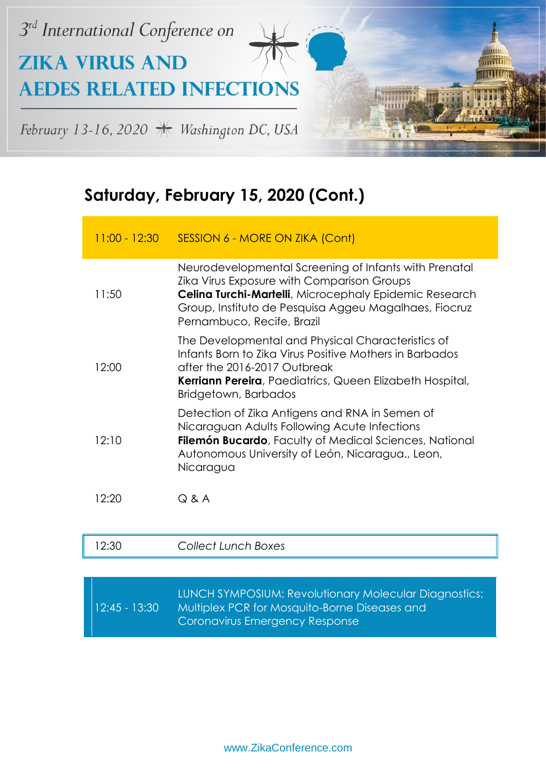## Saturday, February 15, 2020 (Cont.)

| | |
|---|---|
| 11:00 - 12:30 | SESSION 6 - MORE ON ZIKA (Cont) |
| 11:50 | Neurodevelopmental Screening of Infants with Prenatal Zika Virus Exposure with Comparison Groups<br>**Celina Turchi-Martelli**, Microcephaly Epidemic Research Group, Instituto de Pesquisa Aggeu Magalhaes, Fiocruz Pernambuco, Recife, Brazil |
| 12:00 | The Developmental and Physical Characteristics of Infants Born to Zika Virus Positive Mothers in Barbados after the 2016-2017 Outbreak<br>**Kerriann Pereira**, Paediatrics, Queen Elizabeth Hospital, Bridgetown, Barbados |
| 12:10 | Detection of Zika Antigens and RNA in Semen of Nicaraguan Adults Following Acute Infections<br>**Filemón Bucardo**, Faculty of Medical Sciences, National Autonomous University of León, Nicaragua., Leon, Nicaragua |
| 12:20 | Q & A |

| | |
|---|---|
| 12:30 | *Collect Lunch Boxes* |

| | |
|---|---|
| 12:45 - 13:30 | LUNCH SYMPOSIUM: Revolutionary Molecular Diagnostics: Multiplex PCR for Mosquito-Borne Diseases and Coronavirus Emergency Response |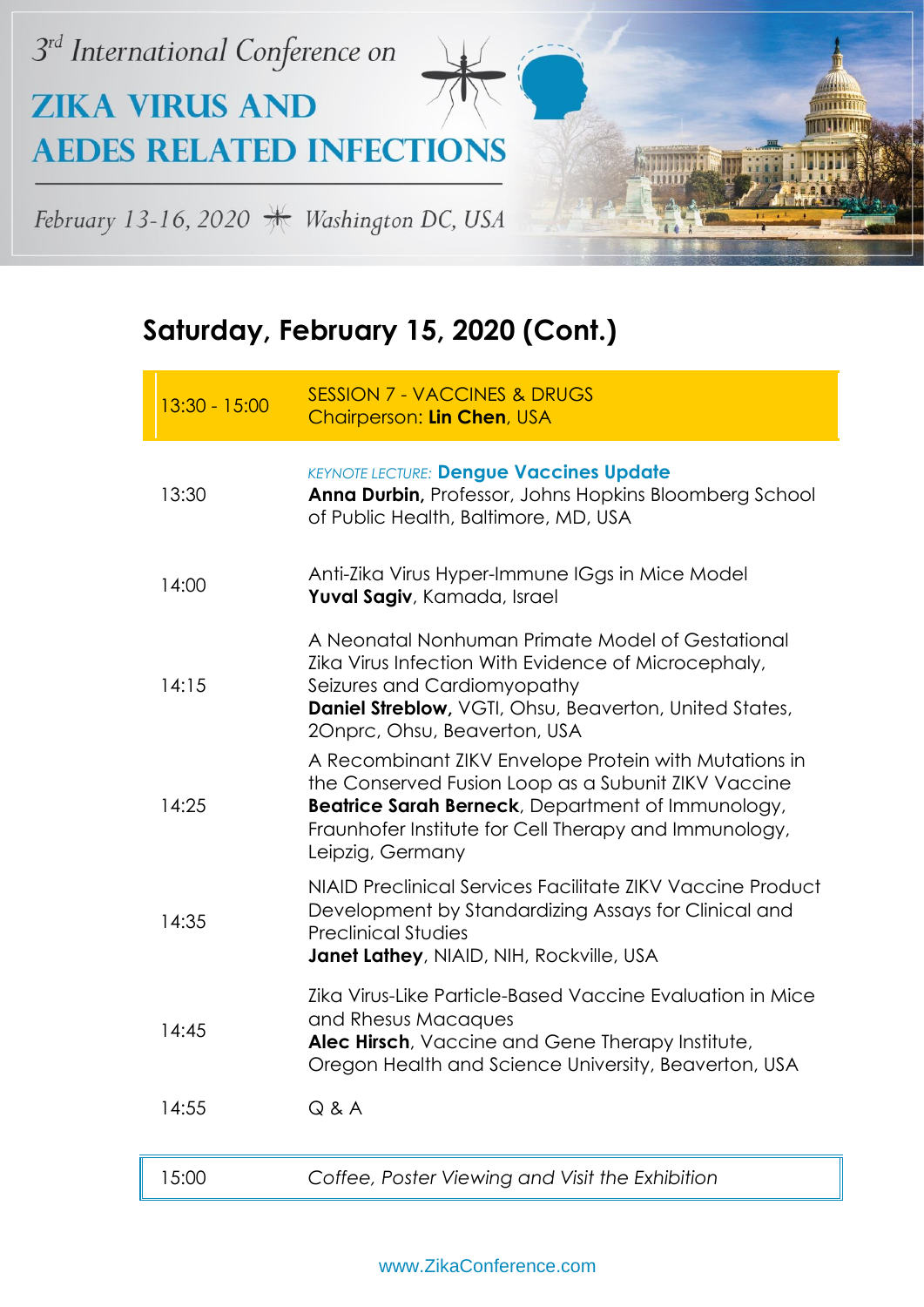## Saturday, February 15, 2020 (Cont.)

| | |
|---|---|
| 13:30 - 15:00 | SESSION 7 - VACCINES & DRUGS<br>Chairperson: **Lin Chen**, USA |
| 13:30 | *KEYNOTE LECTURE:* **Dengue Vaccines Update**<br>**Anna Durbin,** Professor, Johns Hopkins Bloomberg School of Public Health, Baltimore, MD, USA |
| 14:00 | Anti-Zika Virus Hyper-Immune IGgs in Mice Model<br>**Yuval Sagiv**, Kamada, Israel |
| 14:15 | A Neonatal Nonhuman Primate Model of Gestational Zika Virus Infection With Evidence of Microcephaly, Seizures and Cardiomyopathy<br>**Daniel Streblow,** VGTI, Ohsu, Beaverton, United States, 2Onprc, Ohsu, Beaverton, USA |
| 14:25 | A Recombinant ZIKV Envelope Protein with Mutations in the Conserved Fusion Loop as a Subunit ZIKV Vaccine<br>**Beatrice Sarah Berneck**, Department of Immunology, Fraunhofer Institute for Cell Therapy and Immunology, Leipzig, Germany |
| 14:35 | NIAID Preclinical Services Facilitate ZIKV Vaccine Product Development by Standardizing Assays for Clinical and Preclinical Studies<br>**Janet Lathey**, NIAID, NIH, Rockville, USA |
| 14:45 | Zika Virus-Like Particle-Based Vaccine Evaluation in Mice and Rhesus Macaques<br>**Alec Hirsch**, Vaccine and Gene Therapy Institute, Oregon Health and Science University, Beaverton, USA |
| 14:55 | Q & A |
| 15:00 | *Coffee, Poster Viewing and Visit the Exhibition* |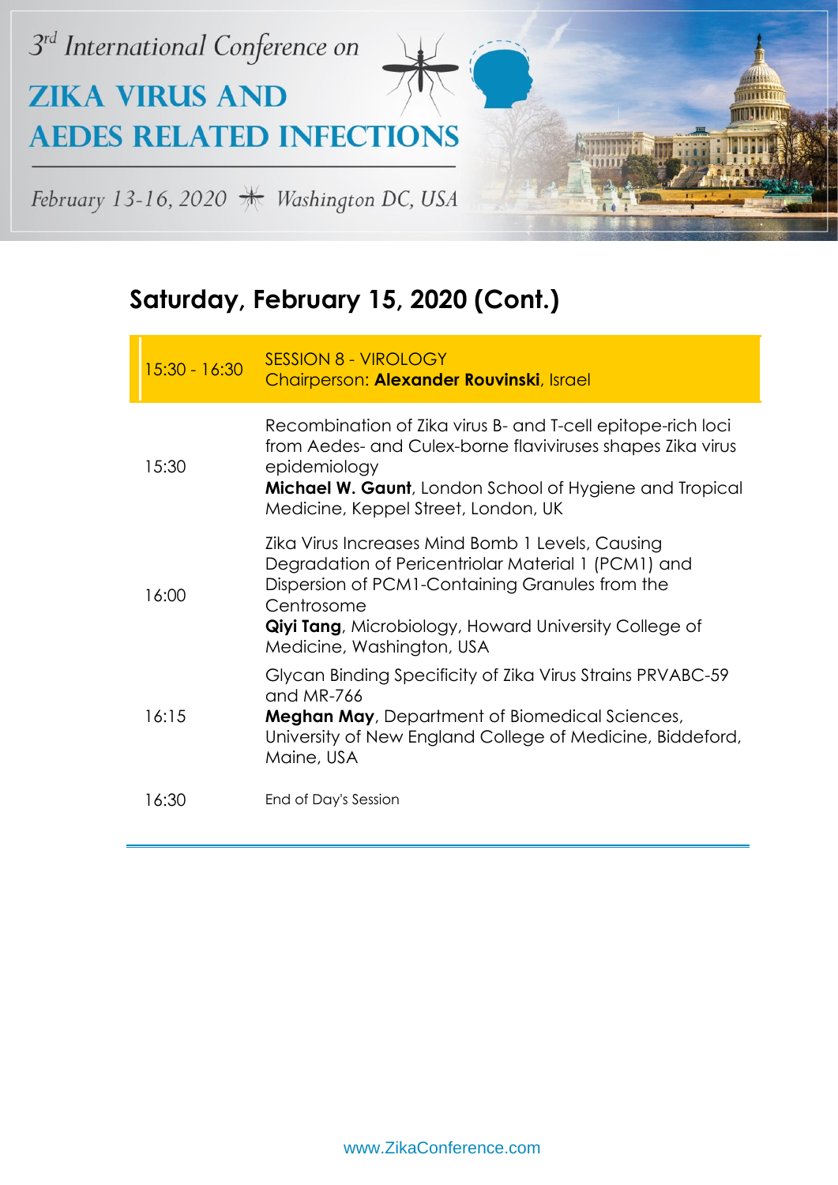## Saturday, February 15, 2020 (Cont.)

| Time | Session |
|---|---|
| 15:30 - 16:30 | SESSION 8 - VIROLOGY<br>Chairperson: **Alexander Rouvinski**, Israel |
| 15:30 | Recombination of Zika virus B- and T-cell epitope-rich loci from Aedes- and Culex-borne flaviviruses shapes Zika virus epidemiology<br>**Michael W. Gaunt**, London School of Hygiene and Tropical Medicine, Keppel Street, London, UK |
| 16:00 | Zika Virus Increases Mind Bomb 1 Levels, Causing Degradation of Pericentriolar Material 1 (PCM1) and Dispersion of PCM1-Containing Granules from the Centrosome<br>**Qiyi Tang**, Microbiology, Howard University College of Medicine, Washington, USA |
| 16:15 | Glycan Binding Specificity of Zika Virus Strains PRVABC-59 and MR-766<br>**Meghan May**, Department of Biomedical Sciences, University of New England College of Medicine, Biddeford, Maine, USA |
| 16:30 | End of Day's Session |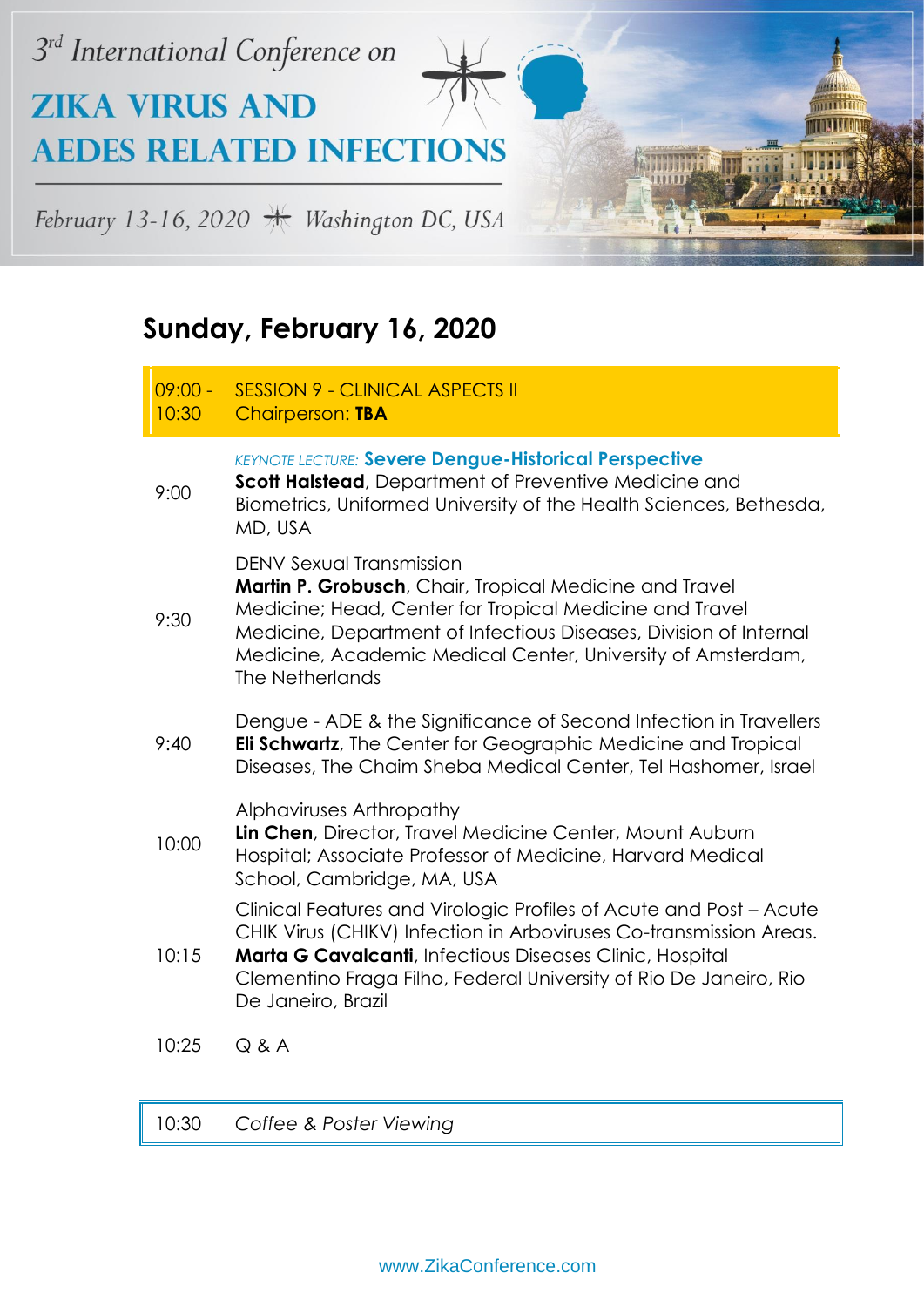## Sunday, February 16, 2020

| | |
|---|---|
| 09:00 - 10:30 | SESSION 9 - CLINICAL ASPECTS II<br>Chairperson: **TBA** |
| 9:00 | *KEYNOTE LECTURE:* **Severe Dengue-Historical Perspective**<br>**Scott Halstead**, Department of Preventive Medicine and Biometrics, Uniformed University of the Health Sciences, Bethesda, MD, USA |
| 9:30 | DENV Sexual Transmission<br>**Martin P. Grobusch**, Chair, Tropical Medicine and Travel Medicine; Head, Center for Tropical Medicine and Travel Medicine, Department of Infectious Diseases, Division of Internal Medicine, Academic Medical Center, University of Amsterdam, The Netherlands |
| 9:40 | Dengue - ADE & the Significance of Second Infection in Travellers<br>**Eli Schwartz**, The Center for Geographic Medicine and Tropical Diseases, The Chaim Sheba Medical Center, Tel Hashomer, Israel |
| 10:00 | Alphaviruses Arthropathy<br>**Lin Chen**, Director, Travel Medicine Center, Mount Auburn Hospital; Associate Professor of Medicine, Harvard Medical School, Cambridge, MA, USA |
| 10:15 | Clinical Features and Virologic Profiles of Acute and Post – Acute CHIK Virus (CHIKV) Infection in Arboviruses Co-transmission Areas.<br>**Marta G Cavalcanti**, Infectious Diseases Clinic, Hospital Clementino Fraga Filho, Federal University of Rio De Janeiro, Rio De Janeiro, Brazil |
| 10:25 | Q & A |
| 10:30 | *Coffee & Poster Viewing* |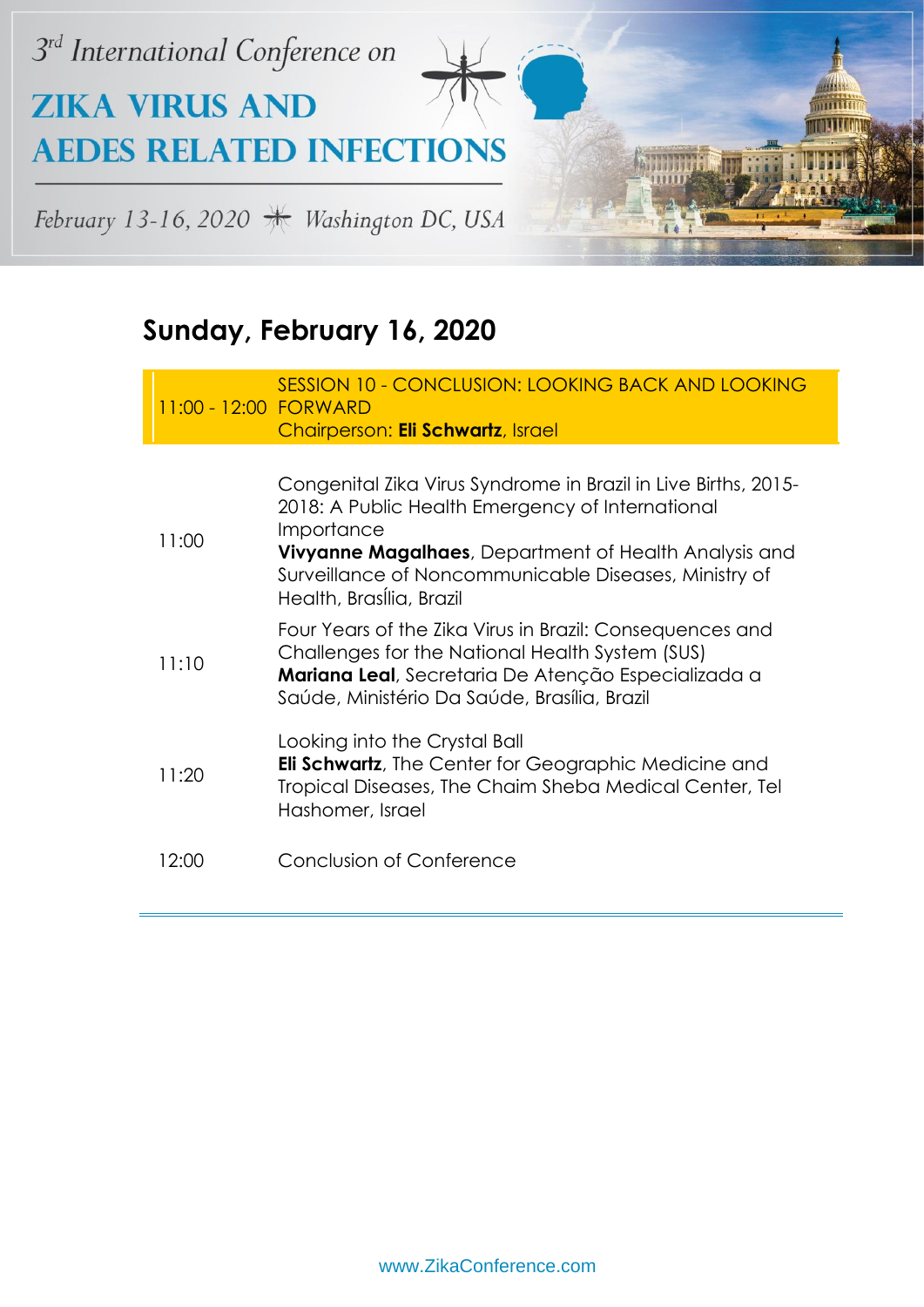## Sunday, February 16, 2020

| | |
|---|---|
| 11:00 - 12:00 | SESSION 10 - CONCLUSION: LOOKING BACK AND LOOKING FORWARD<br>Chairperson: **Eli Schwartz**, Israel |
| 11:00 | Congenital Zika Virus Syndrome in Brazil in Live Births, 2015-2018: A Public Health Emergency of International Importance<br>**Vivyanne Magalhaes**, Department of Health Analysis and Surveillance of Noncommunicable Diseases, Ministry of Health, Brasília, Brazil |
| 11:10 | Four Years of the Zika Virus in Brazil: Consequences and Challenges for the National Health System (SUS)<br>**Mariana Leal**, Secretaria De Atenção Especializada a Saúde, Ministério Da Saúde, Brasília, Brazil |
| 11:20 | Looking into the Crystal Ball<br>**Eli Schwartz**, The Center for Geographic Medicine and Tropical Diseases, The Chaim Sheba Medical Center, Tel Hashomer, Israel |
| 12:00 | Conclusion of Conference |